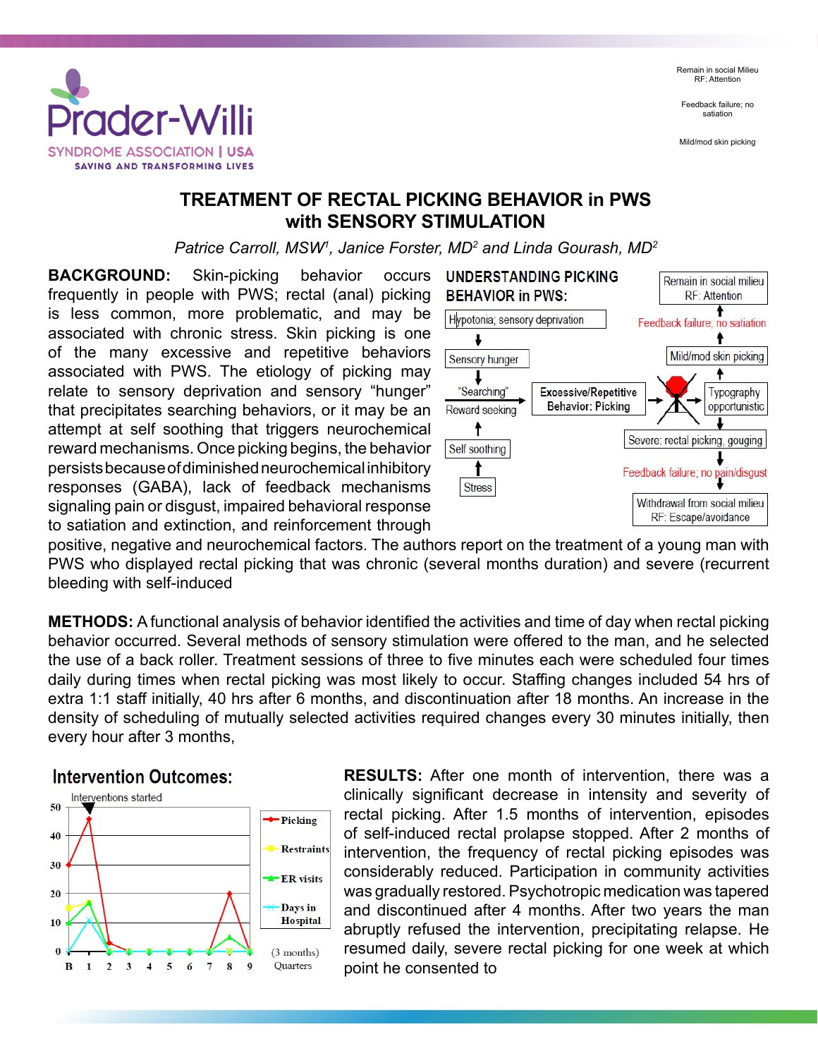# TREATMENT OF RECTAL PICKING BEHAVIOR in PWS with SENSORY STIMULATION

*Patrice Carroll, MSW[1], Janice Forster, MD[2] and Linda Gourash, MD[2]*

**BACKGROUND:** Skin-picking behavior occurs frequently in people with PWS; rectal (anal) picking is less common, more problematic, and may be associated with chronic stress. Skin picking is one of the many excessive and repetitive behaviors associated with PWS. The etiology of picking may relate to sensory deprivation and sensory "hunger" that precipitates searching behaviors, or it may be an attempt at self soothing that triggers neurochemical reward mechanisms. Once picking begins, the behavior persists because of diminished neurochemical inhibitory responses (GABA), lack of feedback mechanisms signaling pain or disgust, impaired behavioral response to satiation and extinction, and reinforcement through positive, negative and neurochemical factors. The authors report on the treatment of a young man with PWS who displayed rectal picking that was chronic (several months duration) and severe (recurrent bleeding with self-induced

## UNDERSTANDING PICKING BEHAVIOR in PWS:

- Hypotonia; sensory deprivation → Sensory hunger → "Searching" Reward seeking → Excessive/Repetitive Behavior: Picking
- Stress → Self soothing → "Searching" Reward seeking
- Excessive/Repetitive Behavior: Picking → Typography opportunistic
- Typography opportunistic → Mild/mod skin picking → Feedback failure; no satiation → Remain in social milieu RF: Attention
- Typography opportunistic → Severe: rectal picking, gouging → Feedback failure; no pain/disgust → Withdrawal from social milieu RF: Escape/avoidance

**METHODS:** A functional analysis of behavior identified the activities and time of day when rectal picking behavior occurred. Several methods of sensory stimulation were offered to the man, and he selected the use of a back roller. Treatment sessions of three to five minutes each were scheduled four times daily during times when rectal picking was most likely to occur. Staffing changes included 54 hrs of extra 1:1 staff initially, 40 hrs after 6 months, and discontinuation after 18 months. An increase in the density of scheduling of mutually selected activities required changes every 30 minutes initially, then every hour after 3 months,

## Intervention Outcomes:

Chart: Interventions started at quarter 1. X-axis: Quarters (3 months): B, 1, 2, 3, 4, 5, 6, 7, 8, 9. Y-axis: 0–50. Series: Picking, Restraints, ER visits, Days in Hospital.

| Quarter | B | 1 | 2 | 3 | 4 | 5 | 6 | 7 | 8 | 9 |
|---|---|---|---|---|---|---|---|---|---|---|
| Picking | 30 | 46 | 3 | 0 | 0 | 0 | 0 | 0 | 20 | 0 |
| Restraints | 15 | 17 | 0 | 0 | 0 | 0 | 0 | 0 | 0 | 0 |
| ER visits | 10 | 16 | 0 | 0 | 0 | 0 | 0 | 0 | 5 | 0 |
| Days in Hospital | 0 | 11 | 0 | 0 | 0 | 0 | 0 | 0 | 0 | 0 |

**RESULTS:** After one month of intervention, there was a clinically significant decrease in intensity and severity of rectal picking. After 1.5 months of intervention, episodes of self-induced rectal prolapse stopped. After 2 months of intervention, the frequency of rectal picking episodes was considerably reduced. Participation in community activities was gradually restored. Psychotropic medication was tapered and discontinued after 4 months. After two years the man abruptly refused the intervention, precipitating relapse. He resumed daily, severe rectal picking for one week at which point he consented to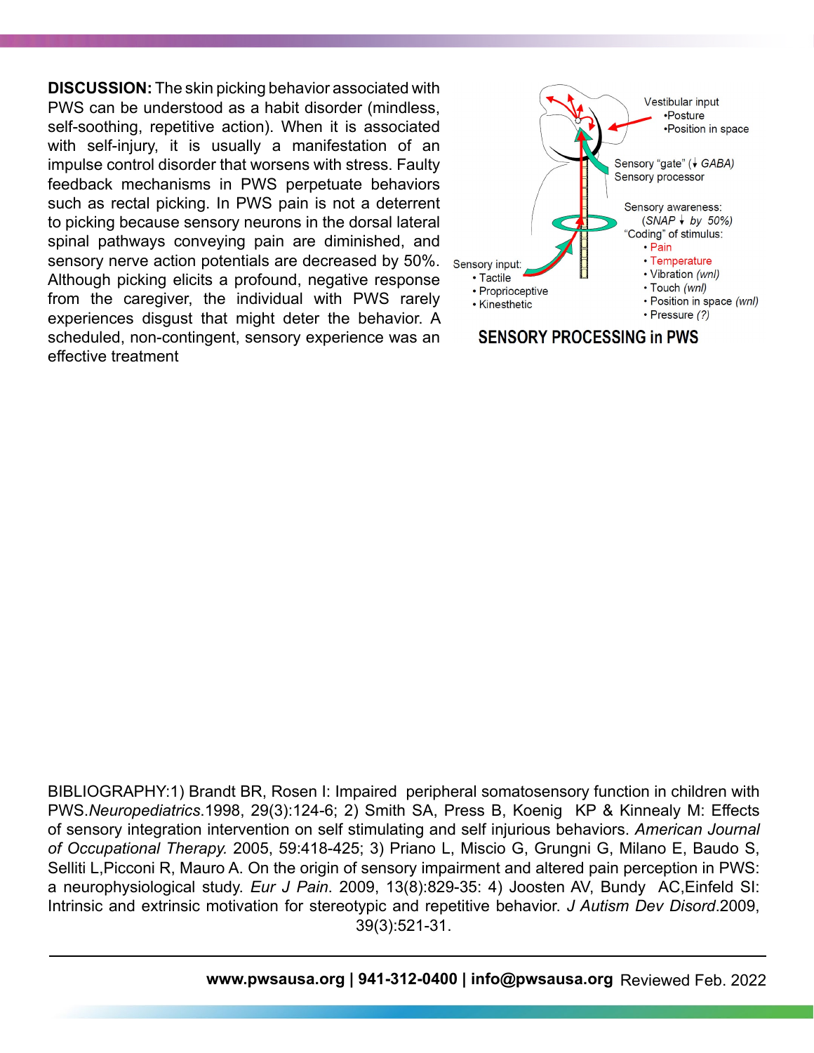**DISCUSSION:** The skin picking behavior associated with PWS can be understood as a habit disorder (mindless, self-soothing, repetitive action). When it is associated with self-injury, it is usually a manifestation of an impulse control disorder that worsens with stress. Faulty feedback mechanisms in PWS perpetuate behaviors such as rectal picking. In PWS pain is not a deterrent to picking because sensory neurons in the dorsal lateral spinal pathways conveying pain are diminished, and sensory nerve action potentials are decreased by 50%. Although picking elicits a profound, negative response from the caregiver, the individual with PWS rarely experiences disgust that might deter the behavior. A scheduled, non-contingent, sensory experience was an effective treatment

Vestibular input
•Posture
•Position in space

Sensory "gate" (↓ *GABA)*
Sensory processor

Sensory awareness:
(*SNAP* ↓ *by 50%)*
"Coding" of stimulus:
• Pain
• Temperature
• Vibration *(wnl)*
• Touch *(wnl)*
• Position in space *(wnl)*
• Pressure *(?)*

Sensory input:
• Tactile
• Proprioceptive
• Kinesthetic

**SENSORY PROCESSING in PWS**

BIBLIOGRAPHY:1) Brandt BR, Rosen I: Impaired peripheral somatosensory function in children with PWS.*Neuropediatrics*.1998, 29(3):124-6; 2) Smith SA, Press B, Koenig KP & Kinnealy M: Effects of sensory integration intervention on self stimulating and self injurious behaviors. *American Journal of Occupational Therapy.* 2005, 59:418-425; 3) Priano L, Miscio G, Grungni G, Milano E, Baudo S, Selliti L,Picconi R, Mauro A. On the origin of sensory impairment and altered pain perception in PWS: a neurophysiological study. *Eur J Pain*. 2009, 13(8):829-35: 4) Joosten AV, Bundy AC,Einfeld SI: Intrinsic and extrinsic motivation for stereotypic and repetitive behavior. *J Autism Dev Disord*.2009, 39(3):521-31.

**www.pwsausa.org | 941-312-0400 | info@pwsausa.org** Reviewed Feb. 2022